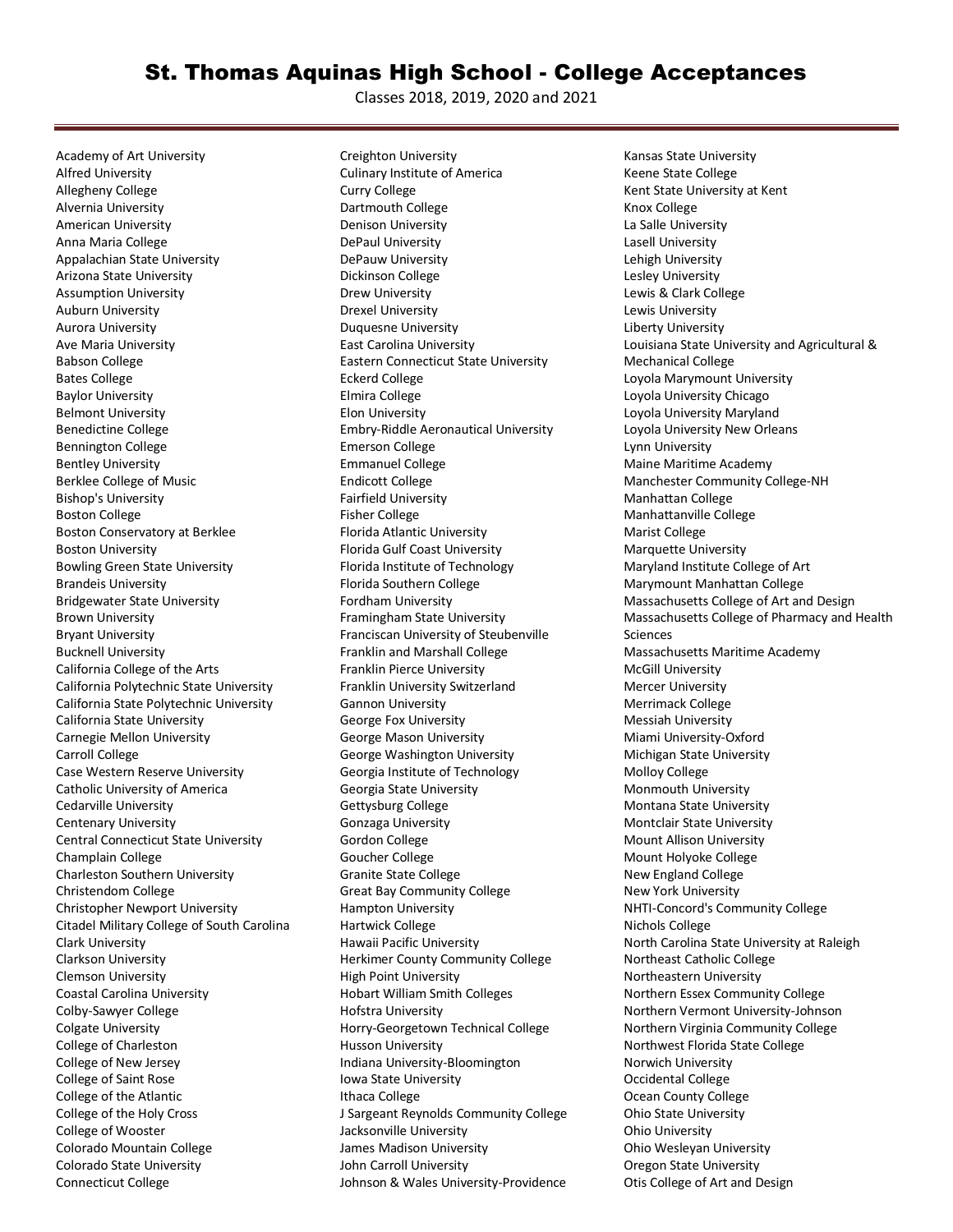# St. Thomas Aquinas High School - College Acceptances

Classes 2018, 2019, 2020 and 2021

---

Academy of Art University
Alfred University
Allegheny College
Alvernia University
American University
Anna Maria College
Appalachian State University
Arizona State University
Assumption University
Auburn University
Aurora University
Ave Maria University
Babson College
Bates College
Baylor University
Belmont University
Benedictine College
Bennington College
Bentley University
Berklee College of Music
Bishop's University
Boston College
Boston Conservatory at Berklee
Boston University
Bowling Green State University
Brandeis University
Bridgewater State University
Brown University
Bryant University
Bucknell University
California College of the Arts
California Polytechnic State University
California State Polytechnic University
California State University
Carnegie Mellon University
Carroll College
Case Western Reserve University
Catholic University of America
Cedarville University
Centenary University
Central Connecticut State University
Champlain College
Charleston Southern University
Christendom College
Christopher Newport University
Citadel Military College of South Carolina
Clark University
Clarkson University
Clemson University
Coastal Carolina University
Colby-Sawyer College
Colgate University
College of Charleston
College of New Jersey
College of Saint Rose
College of the Atlantic
College of the Holy Cross
College of Wooster
Colorado Mountain College
Colorado State University
Connecticut College
Creighton University
Culinary Institute of America
Curry College
Dartmouth College
Denison University
DePaul University
DePauw University
Dickinson College
Drew University
Drexel University
Duquesne University
East Carolina University
Eastern Connecticut State University
Eckerd College
Elmira College
Elon University
Embry-Riddle Aeronautical University
Emerson College
Emmanuel College
Endicott College
Fairfield University
Fisher College
Florida Atlantic University
Florida Gulf Coast University
Florida Institute of Technology
Florida Southern College
Fordham University
Framingham State University
Franciscan University of Steubenville
Franklin and Marshall College
Franklin Pierce University
Franklin University Switzerland
Gannon University
George Fox University
George Mason University
George Washington University
Georgia Institute of Technology
Georgia State University
Gettysburg College
Gonzaga University
Gordon College
Goucher College
Granite State College
Great Bay Community College
Hampton University
Hartwick College
Hawaii Pacific University
Herkimer County Community College
High Point University
Hobart William Smith Colleges
Hofstra University
Horry-Georgetown Technical College
Husson University
Indiana University-Bloomington
Iowa State University
Ithaca College
J Sargeant Reynolds Community College
Jacksonville University
James Madison University
John Carroll University
Johnson & Wales University-Providence
Kansas State University
Keene State College
Kent State University at Kent
Knox College
La Salle University
Lasell University
Lehigh University
Lesley University
Lewis & Clark College
Lewis University
Liberty University
Louisiana State University and Agricultural & Mechanical College
Loyola Marymount University
Loyola University Chicago
Loyola University Maryland
Loyola University New Orleans
Lynn University
Maine Maritime Academy
Manchester Community College-NH
Manhattan College
Manhattanville College
Marist College
Marquette University
Maryland Institute College of Art
Marymount Manhattan College
Massachusetts College of Art and Design
Massachusetts College of Pharmacy and Health Sciences
Massachusetts Maritime Academy
McGill University
Mercer University
Merrimack College
Messiah University
Miami University-Oxford
Michigan State University
Molloy College
Monmouth University
Montana State University
Montclair State University
Mount Allison University
Mount Holyoke College
New England College
New York University
NHTI-Concord's Community College
Nichols College
North Carolina State University at Raleigh
Northeast Catholic College
Northeastern University
Northern Essex Community College
Northern Vermont University-Johnson
Northern Virginia Community College
Northwest Florida State College
Norwich University
Occidental College
Ocean County College
Ohio State University
Ohio University
Ohio Wesleyan University
Oregon State University
Otis College of Art and Design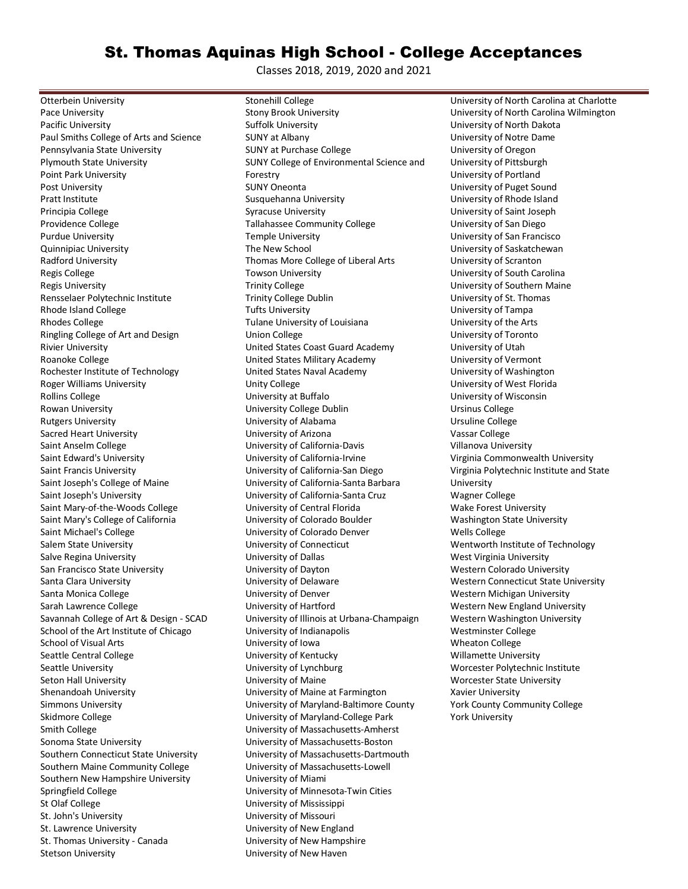# St. Thomas Aquinas High School - College Acceptances

Classes 2018, 2019, 2020 and 2021

Otterbein University
Pace University
Pacific University
Paul Smiths College of Arts and Science
Pennsylvania State University
Plymouth State University
Point Park University
Post University
Pratt Institute
Principia College
Providence College
Purdue University
Quinnipiac University
Radford University
Regis College
Regis University
Rensselaer Polytechnic Institute
Rhode Island College
Rhodes College
Ringling College of Art and Design
Rivier University
Roanoke College
Rochester Institute of Technology
Roger Williams University
Rollins College
Rowan University
Rutgers University
Sacred Heart University
Saint Anselm College
Saint Edward's University
Saint Francis University
Saint Joseph's College of Maine
Saint Joseph's University
Saint Mary-of-the-Woods College
Saint Mary's College of California
Saint Michael's College
Salem State University
Salve Regina University
San Francisco State University
Santa Clara University
Santa Monica College
Sarah Lawrence College
Savannah College of Art & Design - SCAD
School of the Art Institute of Chicago
School of Visual Arts
Seattle Central College
Seattle University
Seton Hall University
Shenandoah University
Simmons University
Skidmore College
Smith College
Sonoma State University
Southern Connecticut State University
Southern Maine Community College
Southern New Hampshire University
Springfield College
St Olaf College
St. John's University
St. Lawrence University
St. Thomas University - Canada
Stetson University
Stonehill College
Stony Brook University
Suffolk University
SUNY at Albany
SUNY at Purchase College
SUNY College of Environmental Science and Forestry
SUNY Oneonta
Susquehanna University
Syracuse University
Tallahassee Community College
Temple University
The New School
Thomas More College of Liberal Arts
Towson University
Trinity College
Trinity College Dublin
Tufts University
Tulane University of Louisiana
Union College
United States Coast Guard Academy
United States Military Academy
United States Naval Academy
Unity College
University at Buffalo
University College Dublin
University of Alabama
University of Arizona
University of California-Davis
University of California-Irvine
University of California-San Diego
University of California-Santa Barbara
University of California-Santa Cruz
University of Central Florida
University of Colorado Boulder
University of Colorado Denver
University of Connecticut
University of Dallas
University of Dayton
University of Delaware
University of Denver
University of Hartford
University of Illinois at Urbana-Champaign
University of Indianapolis
University of Iowa
University of Kentucky
University of Lynchburg
University of Maine
University of Maine at Farmington
University of Maryland-Baltimore County
University of Maryland-College Park
University of Massachusetts-Amherst
University of Massachusetts-Boston
University of Massachusetts-Dartmouth
University of Massachusetts-Lowell
University of Miami
University of Minnesota-Twin Cities
University of Mississippi
University of Missouri
University of New England
University of New Hampshire
University of New Haven
University of North Carolina at Charlotte
University of North Carolina Wilmington
University of North Dakota
University of Notre Dame
University of Oregon
University of Pittsburgh
University of Portland
University of Puget Sound
University of Rhode Island
University of Saint Joseph
University of San Diego
University of San Francisco
University of Saskatchewan
University of Scranton
University of South Carolina
University of Southern Maine
University of St. Thomas
University of Tampa
University of the Arts
University of Toronto
University of Utah
University of Vermont
University of Washington
University of West Florida
University of Wisconsin
Ursinus College
Ursuline College
Vassar College
Villanova University
Virginia Commonwealth University
Virginia Polytechnic Institute and State University
Wagner College
Wake Forest University
Washington State University
Wells College
Wentworth Institute of Technology
West Virginia University
Western Colorado University
Western Connecticut State University
Western Michigan University
Western New England University
Western Washington University
Westminster College
Wheaton College
Willamette University
Worcester Polytechnic Institute
Worcester State University
Xavier University
York County Community College
York University